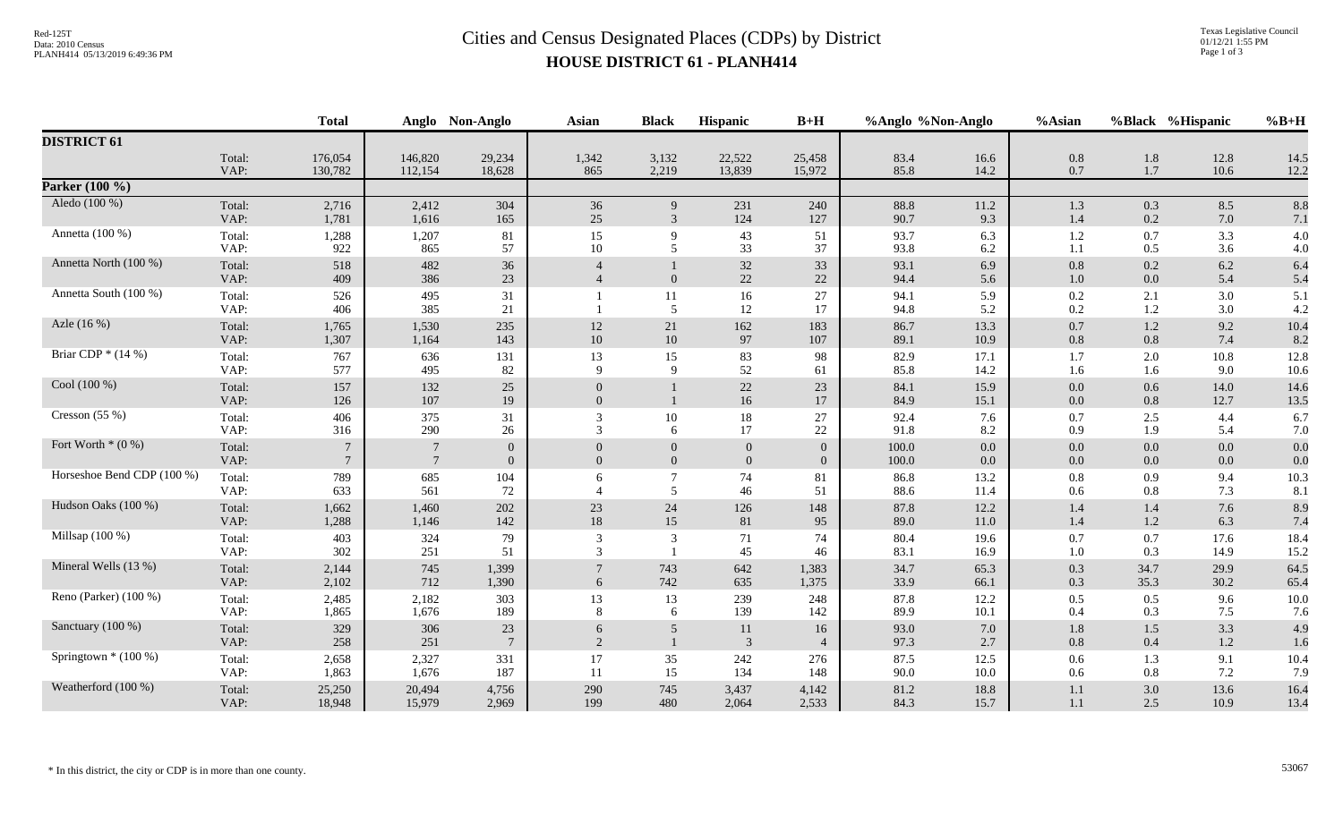# Cities and Census Designated Places (CDPs) by District

## HOUSE DISTRICT 61 - PLANH414

| | | Total | Anglo | Non-Anglo | Asian | Black | Hispanic | B+H | %Anglo | %Non-Anglo | %Asian | %Black | %Hispanic | %B+H |
|---|---|---|---|---|---|---|---|---|---|---|---|---|---|---|
| **DISTRICT 61** | | | | | | | | | | | | | | |
| | Total: | 176,054 | 146,820 | 29,234 | 1,342 | 3,132 | 22,522 | 25,458 | 83.4 | 16.6 | 0.8 | 1.8 | 12.8 | 14.5 |
| | VAP: | 130,782 | 112,154 | 18,628 | 865 | 2,219 | 13,839 | 15,972 | 85.8 | 14.2 | 0.7 | 1.7 | 10.6 | 12.2 |
| **Parker (100 %)** | | | | | | | | | | | | | | |
| Aledo (100 %) | Total: | 2,716 | 2,412 | 304 | 36 | 9 | 231 | 240 | 88.8 | 11.2 | 1.3 | 0.3 | 8.5 | 8.8 |
| | VAP: | 1,781 | 1,616 | 165 | 25 | 3 | 124 | 127 | 90.7 | 9.3 | 1.4 | 0.2 | 7.0 | 7.1 |
| Annetta (100 %) | Total: | 1,288 | 1,207 | 81 | 15 | 9 | 43 | 51 | 93.7 | 6.3 | 1.2 | 0.7 | 3.3 | 4.0 |
| | VAP: | 922 | 865 | 57 | 10 | 5 | 33 | 37 | 93.8 | 6.2 | 1.1 | 0.5 | 3.6 | 4.0 |
| Annetta North (100 %) | Total: | 518 | 482 | 36 | 4 | 1 | 32 | 33 | 93.1 | 6.9 | 0.8 | 0.2 | 6.2 | 6.4 |
| | VAP: | 409 | 386 | 23 | 4 | 0 | 22 | 22 | 94.4 | 5.6 | 1.0 | 0.0 | 5.4 | 5.4 |
| Annetta South (100 %) | Total: | 526 | 495 | 31 | 1 | 11 | 16 | 27 | 94.1 | 5.9 | 0.2 | 2.1 | 3.0 | 5.1 |
| | VAP: | 406 | 385 | 21 | 1 | 5 | 12 | 17 | 94.8 | 5.2 | 0.2 | 1.2 | 3.0 | 4.2 |
| Azle (16 %) | Total: | 1,765 | 1,530 | 235 | 12 | 21 | 162 | 183 | 86.7 | 13.3 | 0.7 | 1.2 | 9.2 | 10.4 |
| | VAP: | 1,307 | 1,164 | 143 | 10 | 10 | 97 | 107 | 89.1 | 10.9 | 0.8 | 0.8 | 7.4 | 8.2 |
| Briar CDP * (14 %) | Total: | 767 | 636 | 131 | 13 | 15 | 83 | 98 | 82.9 | 17.1 | 1.7 | 2.0 | 10.8 | 12.8 |
| | VAP: | 577 | 495 | 82 | 9 | 9 | 52 | 61 | 85.8 | 14.2 | 1.6 | 1.6 | 9.0 | 10.6 |
| Cool (100 %) | Total: | 157 | 132 | 25 | 0 | 1 | 22 | 23 | 84.1 | 15.9 | 0.0 | 0.6 | 14.0 | 14.6 |
| | VAP: | 126 | 107 | 19 | 0 | 1 | 16 | 17 | 84.9 | 15.1 | 0.0 | 0.8 | 12.7 | 13.5 |
| Cresson (55 %) | Total: | 406 | 375 | 31 | 3 | 10 | 18 | 27 | 92.4 | 7.6 | 0.7 | 2.5 | 4.4 | 6.7 |
| | VAP: | 316 | 290 | 26 | 3 | 6 | 17 | 22 | 91.8 | 8.2 | 0.9 | 1.9 | 5.4 | 7.0 |
| Fort Worth * (0 %) | Total: | 7 | 7 | 0 | 0 | 0 | 0 | 0 | 100.0 | 0.0 | 0.0 | 0.0 | 0.0 | 0.0 |
| | VAP: | 7 | 7 | 0 | 0 | 0 | 0 | 0 | 100.0 | 0.0 | 0.0 | 0.0 | 0.0 | 0.0 |
| Horseshoe Bend CDP (100 %) | Total: | 789 | 685 | 104 | 6 | 7 | 74 | 81 | 86.8 | 13.2 | 0.8 | 0.9 | 9.4 | 10.3 |
| | VAP: | 633 | 561 | 72 | 4 | 5 | 46 | 51 | 88.6 | 11.4 | 0.6 | 0.8 | 7.3 | 8.1 |
| Hudson Oaks (100 %) | Total: | 1,662 | 1,460 | 202 | 23 | 24 | 126 | 148 | 87.8 | 12.2 | 1.4 | 1.4 | 7.6 | 8.9 |
| | VAP: | 1,288 | 1,146 | 142 | 18 | 15 | 81 | 95 | 89.0 | 11.0 | 1.4 | 1.2 | 6.3 | 7.4 |
| Millsap (100 %) | Total: | 403 | 324 | 79 | 3 | 3 | 71 | 74 | 80.4 | 19.6 | 0.7 | 0.7 | 17.6 | 18.4 |
| | VAP: | 302 | 251 | 51 | 3 | 1 | 45 | 46 | 83.1 | 16.9 | 1.0 | 0.3 | 14.9 | 15.2 |
| Mineral Wells (13 %) | Total: | 2,144 | 745 | 1,399 | 7 | 743 | 642 | 1,383 | 34.7 | 65.3 | 0.3 | 34.7 | 29.9 | 64.5 |
| | VAP: | 2,102 | 712 | 1,390 | 6 | 742 | 635 | 1,375 | 33.9 | 66.1 | 0.3 | 35.3 | 30.2 | 65.4 |
| Reno (Parker) (100 %) | Total: | 2,485 | 2,182 | 303 | 13 | 13 | 239 | 248 | 87.8 | 12.2 | 0.5 | 0.5 | 9.6 | 10.0 |
| | VAP: | 1,865 | 1,676 | 189 | 8 | 6 | 139 | 142 | 89.9 | 10.1 | 0.4 | 0.3 | 7.5 | 7.6 |
| Sanctuary (100 %) | Total: | 329 | 306 | 23 | 6 | 5 | 11 | 16 | 93.0 | 7.0 | 1.8 | 1.5 | 3.3 | 4.9 |
| | VAP: | 258 | 251 | 7 | 2 | 1 | 3 | 4 | 97.3 | 2.7 | 0.8 | 0.4 | 1.2 | 1.6 |
| Springtown * (100 %) | Total: | 2,658 | 2,327 | 331 | 17 | 35 | 242 | 276 | 87.5 | 12.5 | 0.6 | 1.3 | 9.1 | 10.4 |
| | VAP: | 1,863 | 1,676 | 187 | 11 | 15 | 134 | 148 | 90.0 | 10.0 | 0.6 | 0.8 | 7.2 | 7.9 |
| Weatherford (100 %) | Total: | 25,250 | 20,494 | 4,756 | 290 | 745 | 3,437 | 4,142 | 81.2 | 18.8 | 1.1 | 3.0 | 13.6 | 16.4 |
| | VAP: | 18,948 | 15,979 | 2,969 | 199 | 480 | 2,064 | 2,533 | 84.3 | 15.7 | 1.1 | 2.5 | 10.9 | 13.4 |

\* In this district, the city or CDP is in more than one county.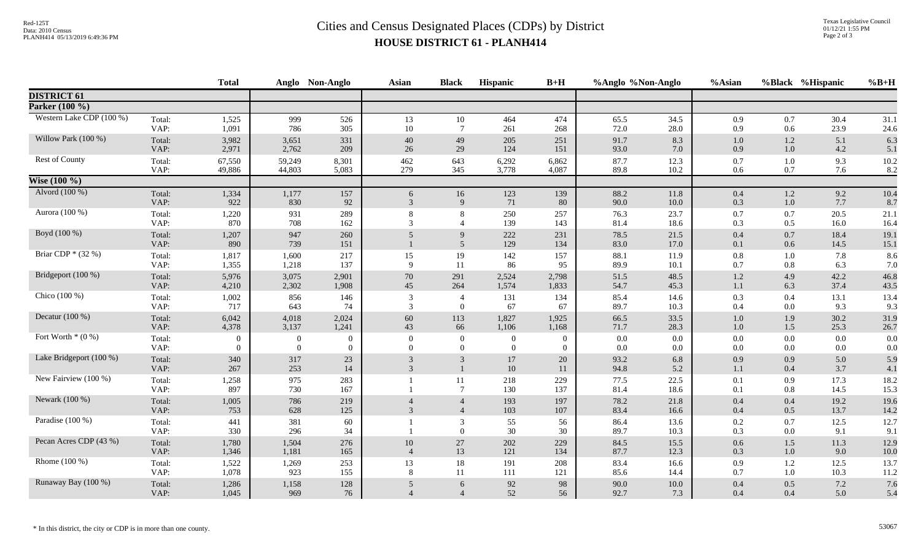# Cities and Census Designated Places (CDPs) by District

## HOUSE DISTRICT 61 - PLANH414

Red-125T
Data: 2010 Census
PLANH414 05/13/2019 6:49:36 PM

Texas Legislative Council
01/12/21 1:55 PM

| | | Total | Anglo | Non-Anglo | Asian | Black | Hispanic | B+H | %Anglo | %Non-Anglo | %Asian | %Black | %Hispanic | %B+H |
|---|---|---|---|---|---|---|---|---|---|---|---|---|---|---|
| **DISTRICT 61** | | | | | | | | | | | | | | |
| **Parker (100 %)** | | | | | | | | | | | | | | |
| Western Lake CDP (100 %) | Total: | 1,525 | 999 | 526 | 13 | 10 | 464 | 474 | 65.5 | 34.5 | 0.9 | 0.7 | 30.4 | 31.1 |
| | VAP: | 1,091 | 786 | 305 | 10 | 7 | 261 | 268 | 72.0 | 28.0 | 0.9 | 0.6 | 23.9 | 24.6 |
| Willow Park (100 %) | Total: | 3,982 | 3,651 | 331 | 40 | 49 | 205 | 251 | 91.7 | 8.3 | 1.0 | 1.2 | 5.1 | 6.3 |
| | VAP: | 2,971 | 2,762 | 209 | 26 | 29 | 124 | 151 | 93.0 | 7.0 | 0.9 | 1.0 | 4.2 | 5.1 |
| Rest of County | Total: | 67,550 | 59,249 | 8,301 | 462 | 643 | 6,292 | 6,862 | 87.7 | 12.3 | 0.7 | 1.0 | 9.3 | 10.2 |
| | VAP: | 49,886 | 44,803 | 5,083 | 279 | 345 | 3,778 | 4,087 | 89.8 | 10.2 | 0.6 | 0.7 | 7.6 | 8.2 |
| **Wise (100 %)** | | | | | | | | | | | | | | |
| Alvord (100 %) | Total: | 1,334 | 1,177 | 157 | 6 | 16 | 123 | 139 | 88.2 | 11.8 | 0.4 | 1.2 | 9.2 | 10.4 |
| | VAP: | 922 | 830 | 92 | 3 | 9 | 71 | 80 | 90.0 | 10.0 | 0.3 | 1.0 | 7.7 | 8.7 |
| Aurora (100 %) | Total: | 1,220 | 931 | 289 | 8 | 8 | 250 | 257 | 76.3 | 23.7 | 0.7 | 0.7 | 20.5 | 21.1 |
| | VAP: | 870 | 708 | 162 | 3 | 4 | 139 | 143 | 81.4 | 18.6 | 0.3 | 0.5 | 16.0 | 16.4 |
| Boyd (100 %) | Total: | 1,207 | 947 | 260 | 5 | 9 | 222 | 231 | 78.5 | 21.5 | 0.4 | 0.7 | 18.4 | 19.1 |
| | VAP: | 890 | 739 | 151 | 1 | 5 | 129 | 134 | 83.0 | 17.0 | 0.1 | 0.6 | 14.5 | 15.1 |
| Briar CDP * (32 %) | Total: | 1,817 | 1,600 | 217 | 15 | 19 | 142 | 157 | 88.1 | 11.9 | 0.8 | 1.0 | 7.8 | 8.6 |
| | VAP: | 1,355 | 1,218 | 137 | 9 | 11 | 86 | 95 | 89.9 | 10.1 | 0.7 | 0.8 | 6.3 | 7.0 |
| Bridgeport (100 %) | Total: | 5,976 | 3,075 | 2,901 | 70 | 291 | 2,524 | 2,798 | 51.5 | 48.5 | 1.2 | 4.9 | 42.2 | 46.8 |
| | VAP: | 4,210 | 2,302 | 1,908 | 45 | 264 | 1,574 | 1,833 | 54.7 | 45.3 | 1.1 | 6.3 | 37.4 | 43.5 |
| Chico (100 %) | Total: | 1,002 | 856 | 146 | 3 | 4 | 131 | 134 | 85.4 | 14.6 | 0.3 | 0.4 | 13.1 | 13.4 |
| | VAP: | 717 | 643 | 74 | 3 | 0 | 67 | 67 | 89.7 | 10.3 | 0.4 | 0.0 | 9.3 | 9.3 |
| Decatur (100 %) | Total: | 6,042 | 4,018 | 2,024 | 60 | 113 | 1,827 | 1,925 | 66.5 | 33.5 | 1.0 | 1.9 | 30.2 | 31.9 |
| | VAP: | 4,378 | 3,137 | 1,241 | 43 | 66 | 1,106 | 1,168 | 71.7 | 28.3 | 1.0 | 1.5 | 25.3 | 26.7 |
| Fort Worth * (0 %) | Total: | 0 | 0 | 0 | 0 | 0 | 0 | 0 | 0.0 | 0.0 | 0.0 | 0.0 | 0.0 | 0.0 |
| | VAP: | 0 | 0 | 0 | 0 | 0 | 0 | 0 | 0.0 | 0.0 | 0.0 | 0.0 | 0.0 | 0.0 |
| Lake Bridgeport (100 %) | Total: | 340 | 317 | 23 | 3 | 3 | 17 | 20 | 93.2 | 6.8 | 0.9 | 0.9 | 5.0 | 5.9 |
| | VAP: | 267 | 253 | 14 | 3 | 1 | 10 | 11 | 94.8 | 5.2 | 1.1 | 0.4 | 3.7 | 4.1 |
| New Fairview (100 %) | Total: | 1,258 | 975 | 283 | 1 | 11 | 218 | 229 | 77.5 | 22.5 | 0.1 | 0.9 | 17.3 | 18.2 |
| | VAP: | 897 | 730 | 167 | 1 | 7 | 130 | 137 | 81.4 | 18.6 | 0.1 | 0.8 | 14.5 | 15.3 |
| Newark (100 %) | Total: | 1,005 | 786 | 219 | 4 | 4 | 193 | 197 | 78.2 | 21.8 | 0.4 | 0.4 | 19.2 | 19.6 |
| | VAP: | 753 | 628 | 125 | 3 | 4 | 103 | 107 | 83.4 | 16.6 | 0.4 | 0.5 | 13.7 | 14.2 |
| Paradise (100 %) | Total: | 441 | 381 | 60 | 1 | 3 | 55 | 56 | 86.4 | 13.6 | 0.2 | 0.7 | 12.5 | 12.7 |
| | VAP: | 330 | 296 | 34 | 1 | 0 | 30 | 30 | 89.7 | 10.3 | 0.3 | 0.0 | 9.1 | 9.1 |
| Pecan Acres CDP (43 %) | Total: | 1,780 | 1,504 | 276 | 10 | 27 | 202 | 229 | 84.5 | 15.5 | 0.6 | 1.5 | 11.3 | 12.9 |
| | VAP: | 1,346 | 1,181 | 165 | 4 | 13 | 121 | 134 | 87.7 | 12.3 | 0.3 | 1.0 | 9.0 | 10.0 |
| Rhome (100 %) | Total: | 1,522 | 1,269 | 253 | 13 | 18 | 191 | 208 | 83.4 | 16.6 | 0.9 | 1.2 | 12.5 | 13.7 |
| | VAP: | 1,078 | 923 | 155 | 8 | 11 | 111 | 121 | 85.6 | 14.4 | 0.7 | 1.0 | 10.3 | 11.2 |
| Runaway Bay (100 %) | Total: | 1,286 | 1,158 | 128 | 5 | 6 | 92 | 98 | 90.0 | 10.0 | 0.4 | 0.5 | 7.2 | 7.6 |
| | VAP: | 1,045 | 969 | 76 | 4 | 4 | 52 | 56 | 92.7 | 7.3 | 0.4 | 0.4 | 5.0 | 5.4 |

\* In this district, the city or CDP is in more than one county.

53067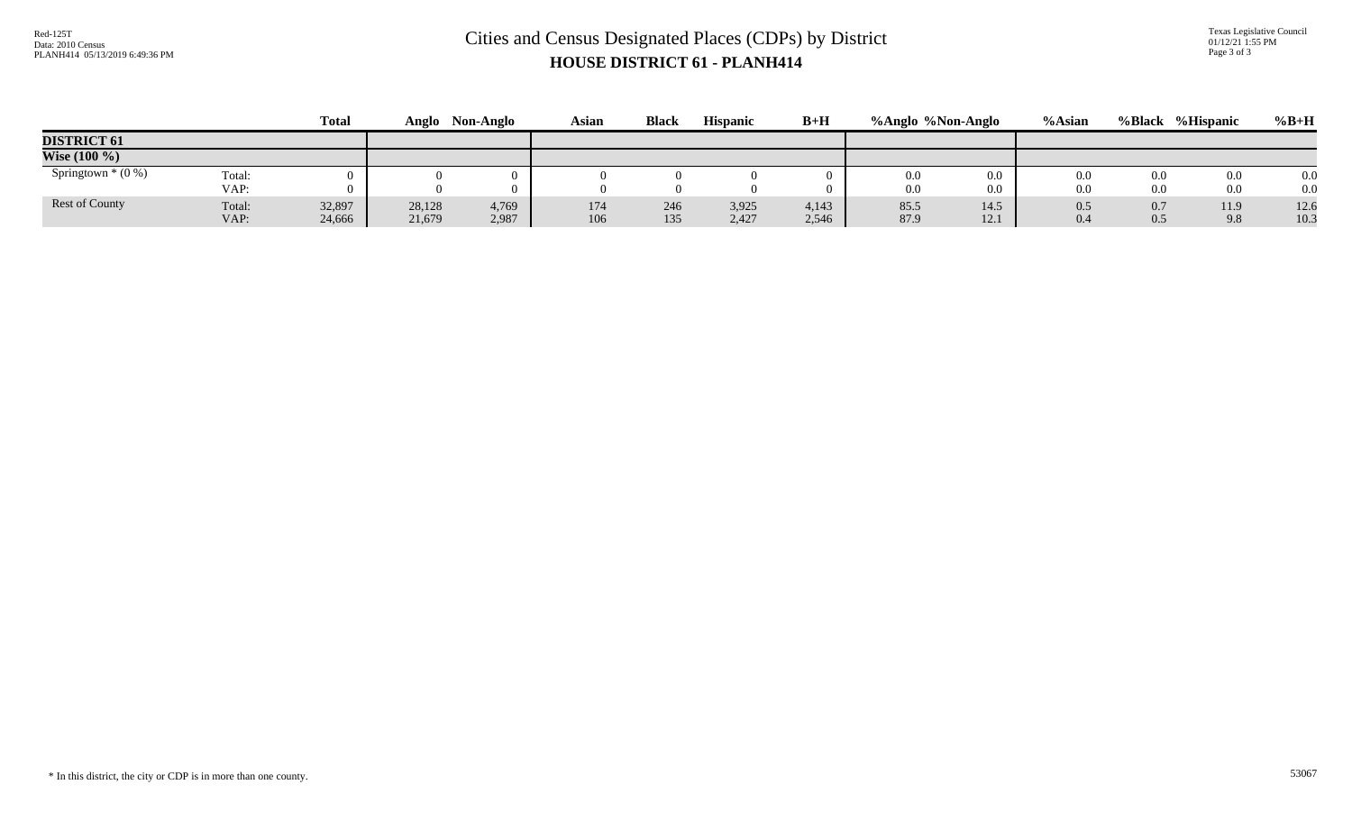# Cities and Census Designated Places (CDPs) by District

## HOUSE DISTRICT 61 - PLANH414

| | | Total | Anglo | Non-Anglo | Asian | Black | Hispanic | B+H | %Anglo | %Non-Anglo | %Asian | %Black | %Hispanic | %B+H |
|---|---|---|---|---|---|---|---|---|---|---|---|---|---|---|
| **DISTRICT 61** | | | | | | | | | | | | | | |
| **Wise (100 %)** | | | | | | | | | | | | | | |
| Springtown * (0 %) | Total: | 0 | 0 | 0 | 0 | 0 | 0 | 0 | 0.0 | 0.0 | 0.0 | 0.0 | 0.0 | 0.0 |
| | VAP: | 0 | 0 | 0 | 0 | 0 | 0 | 0 | 0.0 | 0.0 | 0.0 | 0.0 | 0.0 | 0.0 |
| Rest of County | Total: | 32,897 | 28,128 | 4,769 | 174 | 246 | 3,925 | 4,143 | 85.5 | 14.5 | 0.5 | 0.7 | 11.9 | 12.6 |
| | VAP: | 24,666 | 21,679 | 2,987 | 106 | 135 | 2,427 | 2,546 | 87.9 | 12.1 | 0.4 | 0.5 | 9.8 | 10.3 |

* In this district, the city or CDP is in more than one county.